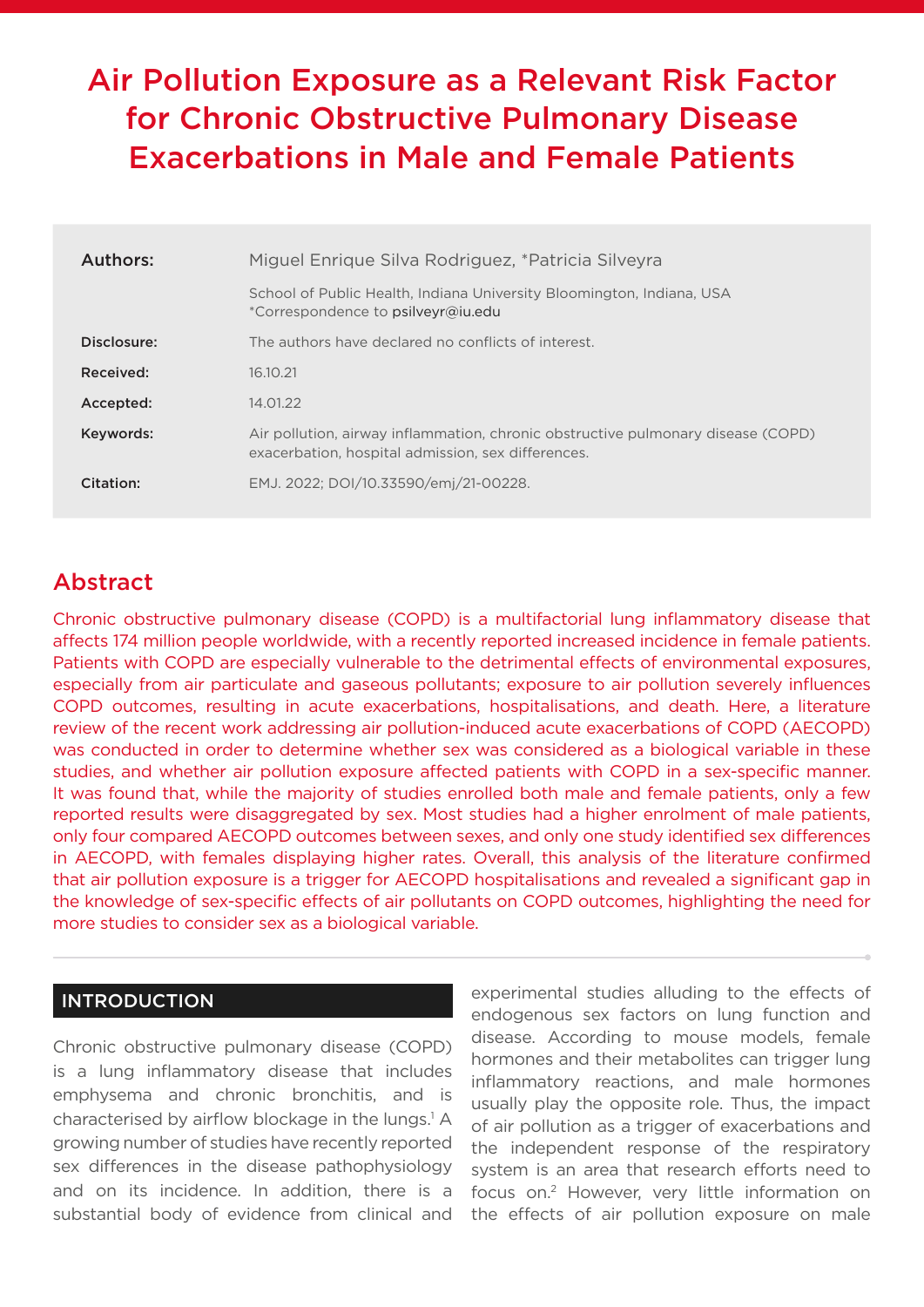# Air Pollution Exposure as a Relevant Risk Factor for Chronic Obstructive Pulmonary Disease Exacerbations in Male and Female Patients

| | |
|---|---|
| **Authors:** | Miguel Enrique Silva Rodriguez, *Patricia Silveyra |
| | School of Public Health, Indiana University Bloomington, Indiana, USA<br>*Correspondence to psilveyr@iu.edu |
| **Disclosure:** | The authors have declared no conflicts of interest. |
| **Received:** | 16.10.21 |
| **Accepted:** | 14.01.22 |
| **Keywords:** | Air pollution, airway inflammation, chronic obstructive pulmonary disease (COPD) exacerbation, hospital admission, sex differences. |
| **Citation:** | EMJ. 2022; DOI/10.33590/emj/21-00228. |

## Abstract

Chronic obstructive pulmonary disease (COPD) is a multifactorial lung inflammatory disease that affects 174 million people worldwide, with a recently reported increased incidence in female patients. Patients with COPD are especially vulnerable to the detrimental effects of environmental exposures, especially from air particulate and gaseous pollutants; exposure to air pollution severely influences COPD outcomes, resulting in acute exacerbations, hospitalisations, and death. Here, a literature review of the recent work addressing air pollution-induced acute exacerbations of COPD (AECOPD) was conducted in order to determine whether sex was considered as a biological variable in these studies, and whether air pollution exposure affected patients with COPD in a sex-specific manner. It was found that, while the majority of studies enrolled both male and female patients, only a few reported results were disaggregated by sex. Most studies had a higher enrolment of male patients, only four compared AECOPD outcomes between sexes, and only one study identified sex differences in AECOPD, with females displaying higher rates. Overall, this analysis of the literature confirmed that air pollution exposure is a trigger for AECOPD hospitalisations and revealed a significant gap in the knowledge of sex-specific effects of air pollutants on COPD outcomes, highlighting the need for more studies to consider sex as a biological variable.

## INTRODUCTION

Chronic obstructive pulmonary disease (COPD) is a lung inflammatory disease that includes emphysema and chronic bronchitis, and is characterised by airflow blockage in the lungs.[1] A growing number of studies have recently reported sex differences in the disease pathophysiology and on its incidence. In addition, there is a substantial body of evidence from clinical and experimental studies alluding to the effects of endogenous sex factors on lung function and disease. According to mouse models, female hormones and their metabolites can trigger lung inflammatory reactions, and male hormones usually play the opposite role. Thus, the impact of air pollution as a trigger of exacerbations and the independent response of the respiratory system is an area that research efforts need to focus on.[2] However, very little information on the effects of air pollution exposure on male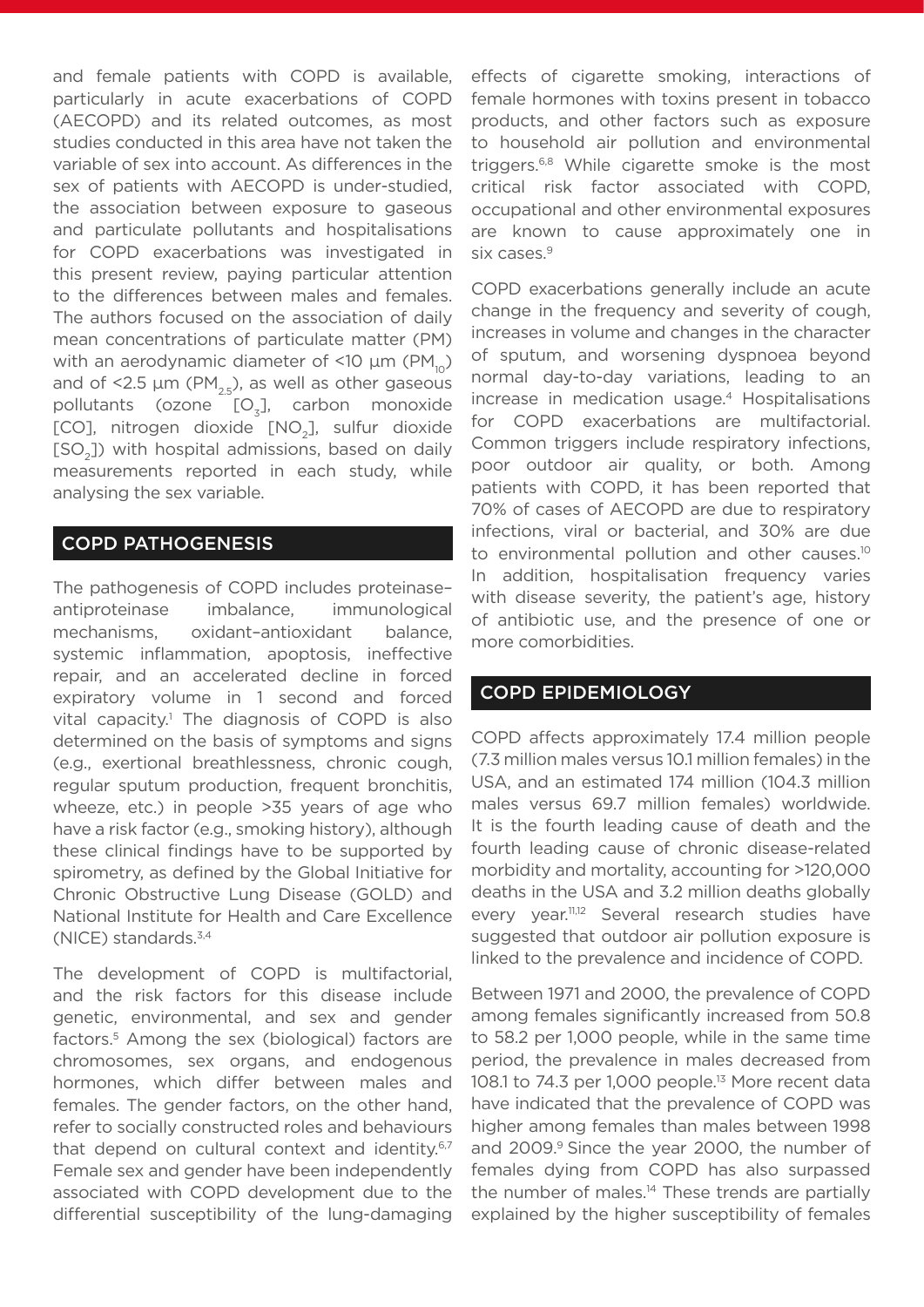and female patients with COPD is available, particularly in acute exacerbations of COPD (AECOPD) and its related outcomes, as most studies conducted in this area have not taken the variable of sex into account. As differences in the sex of patients with AECOPD is under-studied, the association between exposure to gaseous and particulate pollutants and hospitalisations for COPD exacerbations was investigated in this present review, paying particular attention to the differences between males and females. The authors focused on the association of daily mean concentrations of particulate matter (PM) with an aerodynamic diameter of <10 µm ($PM_{10}$) and of <2.5 µm ($PM_{2.5}$), as well as other gaseous pollutants (ozone [$O_3$], carbon monoxide [CO], nitrogen dioxide [$NO_2$], sulfur dioxide [$SO_2$]) with hospital admissions, based on daily measurements reported in each study, while analysing the sex variable.

## COPD PATHOGENESIS

The pathogenesis of COPD includes proteinase–antiproteinase imbalance, immunological mechanisms, oxidant–antioxidant balance, systemic inflammation, apoptosis, ineffective repair, and an accelerated decline in forced expiratory volume in 1 second and forced vital capacity.[1] The diagnosis of COPD is also determined on the basis of symptoms and signs (e.g., exertional breathlessness, chronic cough, regular sputum production, frequent bronchitis, wheeze, etc.) in people >35 years of age who have a risk factor (e.g., smoking history), although these clinical findings have to be supported by spirometry, as defined by the Global Initiative for Chronic Obstructive Lung Disease (GOLD) and National Institute for Health and Care Excellence (NICE) standards.[3,4]

The development of COPD is multifactorial, and the risk factors for this disease include genetic, environmental, and sex and gender factors.[5] Among the sex (biological) factors are chromosomes, sex organs, and endogenous hormones, which differ between males and females. The gender factors, on the other hand, refer to socially constructed roles and behaviours that depend on cultural context and identity.[6,7] Female sex and gender have been independently associated with COPD development due to the differential susceptibility of the lung-damaging effects of cigarette smoking, interactions of female hormones with toxins present in tobacco products, and other factors such as exposure to household air pollution and environmental triggers.[6,8] While cigarette smoke is the most critical risk factor associated with COPD, occupational and other environmental exposures are known to cause approximately one in six cases.[9]

COPD exacerbations generally include an acute change in the frequency and severity of cough, increases in volume and changes in the character of sputum, and worsening dyspnoea beyond normal day-to-day variations, leading to an increase in medication usage.[4] Hospitalisations for COPD exacerbations are multifactorial. Common triggers include respiratory infections, poor outdoor air quality, or both. Among patients with COPD, it has been reported that 70% of cases of AECOPD are due to respiratory infections, viral or bacterial, and 30% are due to environmental pollution and other causes.[10] In addition, hospitalisation frequency varies with disease severity, the patient's age, history of antibiotic use, and the presence of one or more comorbidities.

## COPD EPIDEMIOLOGY

COPD affects approximately 17.4 million people (7.3 million males versus 10.1 million females) in the USA, and an estimated 174 million (104.3 million males versus 69.7 million females) worldwide. It is the fourth leading cause of death and the fourth leading cause of chronic disease-related morbidity and mortality, accounting for >120,000 deaths in the USA and 3.2 million deaths globally every year.[11,12] Several research studies have suggested that outdoor air pollution exposure is linked to the prevalence and incidence of COPD.

Between 1971 and 2000, the prevalence of COPD among females significantly increased from 50.8 to 58.2 per 1,000 people, while in the same time period, the prevalence in males decreased from 108.1 to 74.3 per 1,000 people.[13] More recent data have indicated that the prevalence of COPD was higher among females than males between 1998 and 2009.[9] Since the year 2000, the number of females dying from COPD has also surpassed the number of males.[14] These trends are partially explained by the higher susceptibility of females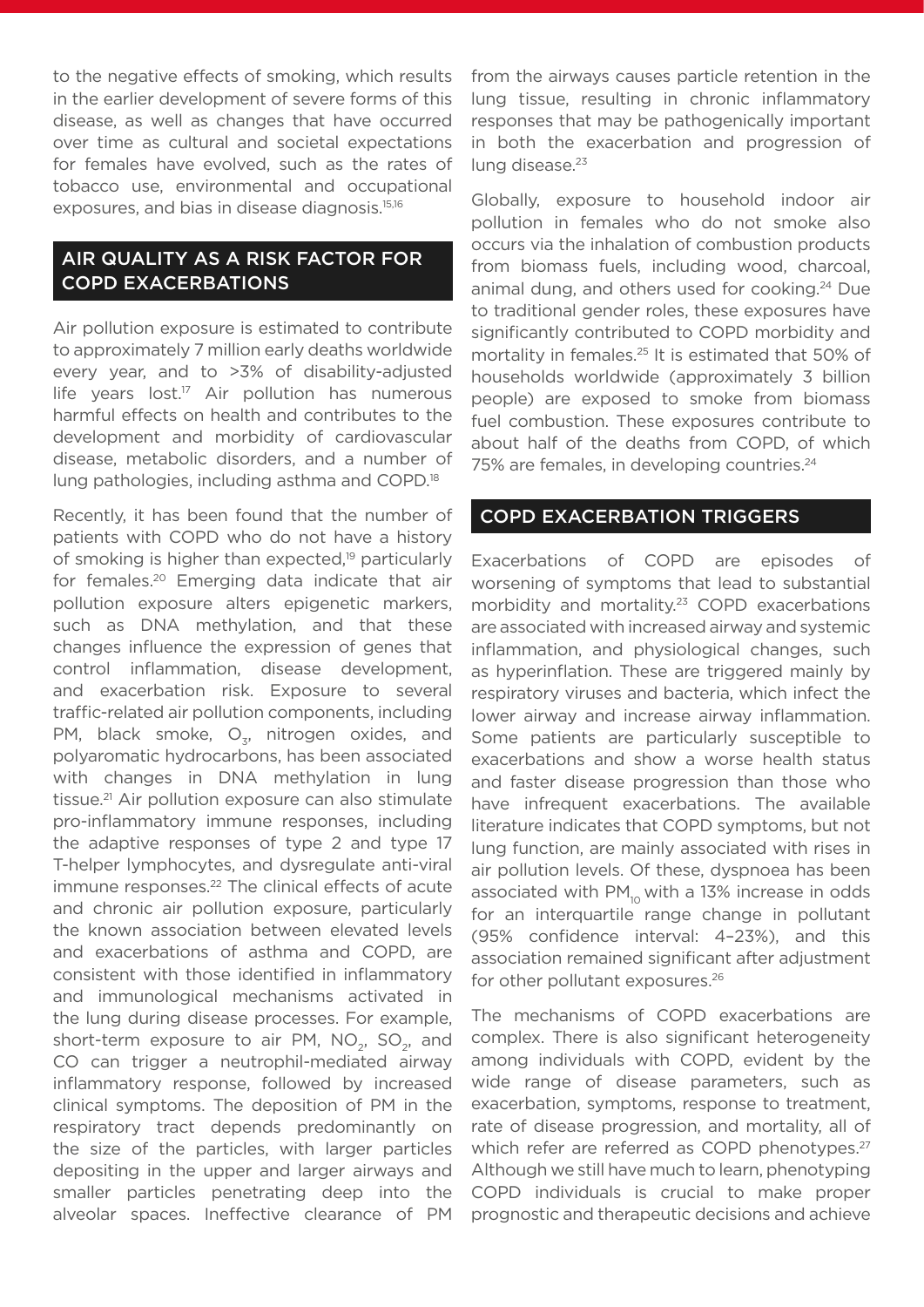to the negative effects of smoking, which results in the earlier development of severe forms of this disease, as well as changes that have occurred over time as cultural and societal expectations for females have evolved, such as the rates of tobacco use, environmental and occupational exposures, and bias in disease diagnosis.[15,16]

## AIR QUALITY AS A RISK FACTOR FOR COPD EXACERBATIONS

Air pollution exposure is estimated to contribute to approximately 7 million early deaths worldwide every year, and to >3% of disability-adjusted life years lost.[17] Air pollution has numerous harmful effects on health and contributes to the development and morbidity of cardiovascular disease, metabolic disorders, and a number of lung pathologies, including asthma and COPD.[18]

Recently, it has been found that the number of patients with COPD who do not have a history of smoking is higher than expected,[19] particularly for females.[20] Emerging data indicate that air pollution exposure alters epigenetic markers, such as DNA methylation, and that these changes influence the expression of genes that control inflammation, disease development, and exacerbation risk. Exposure to several traffic-related air pollution components, including PM, black smoke, $O_3$, nitrogen oxides, and polyaromatic hydrocarbons, has been associated with changes in DNA methylation in lung tissue.[21] Air pollution exposure can also stimulate pro-inflammatory immune responses, including the adaptive responses of type 2 and type 17 T-helper lymphocytes, and dysregulate anti-viral immune responses.[22] The clinical effects of acute and chronic air pollution exposure, particularly the known association between elevated levels and exacerbations of asthma and COPD, are consistent with those identified in inflammatory and immunological mechanisms activated in the lung during disease processes. For example, short-term exposure to air PM, $NO_2$, $SO_2$, and CO can trigger a neutrophil-mediated airway inflammatory response, followed by increased clinical symptoms. The deposition of PM in the respiratory tract depends predominantly on the size of the particles, with larger particles depositing in the upper and larger airways and smaller particles penetrating deep into the alveolar spaces. Ineffective clearance of PM from the airways causes particle retention in the lung tissue, resulting in chronic inflammatory responses that may be pathogenically important in both the exacerbation and progression of lung disease.[23]

Globally, exposure to household indoor air pollution in females who do not smoke also occurs via the inhalation of combustion products from biomass fuels, including wood, charcoal, animal dung, and others used for cooking.[24] Due to traditional gender roles, these exposures have significantly contributed to COPD morbidity and mortality in females.[25] It is estimated that 50% of households worldwide (approximately 3 billion people) are exposed to smoke from biomass fuel combustion. These exposures contribute to about half of the deaths from COPD, of which 75% are females, in developing countries.[24]

## COPD EXACERBATION TRIGGERS

Exacerbations of COPD are episodes of worsening of symptoms that lead to substantial morbidity and mortality.[23] COPD exacerbations are associated with increased airway and systemic inflammation, and physiological changes, such as hyperinflation. These are triggered mainly by respiratory viruses and bacteria, which infect the lower airway and increase airway inflammation. Some patients are particularly susceptible to exacerbations and show a worse health status and faster disease progression than those who have infrequent exacerbations. The available literature indicates that COPD symptoms, but not lung function, are mainly associated with rises in air pollution levels. Of these, dyspnoea has been associated with $PM_{10}$ with a 13% increase in odds for an interquartile range change in pollutant (95% confidence interval: 4–23%), and this association remained significant after adjustment for other pollutant exposures.[26]

The mechanisms of COPD exacerbations are complex. There is also significant heterogeneity among individuals with COPD, evident by the wide range of disease parameters, such as exacerbation, symptoms, response to treatment, rate of disease progression, and mortality, all of which refer are referred as COPD phenotypes.[27] Although we still have much to learn, phenotyping COPD individuals is crucial to make proper prognostic and therapeutic decisions and achieve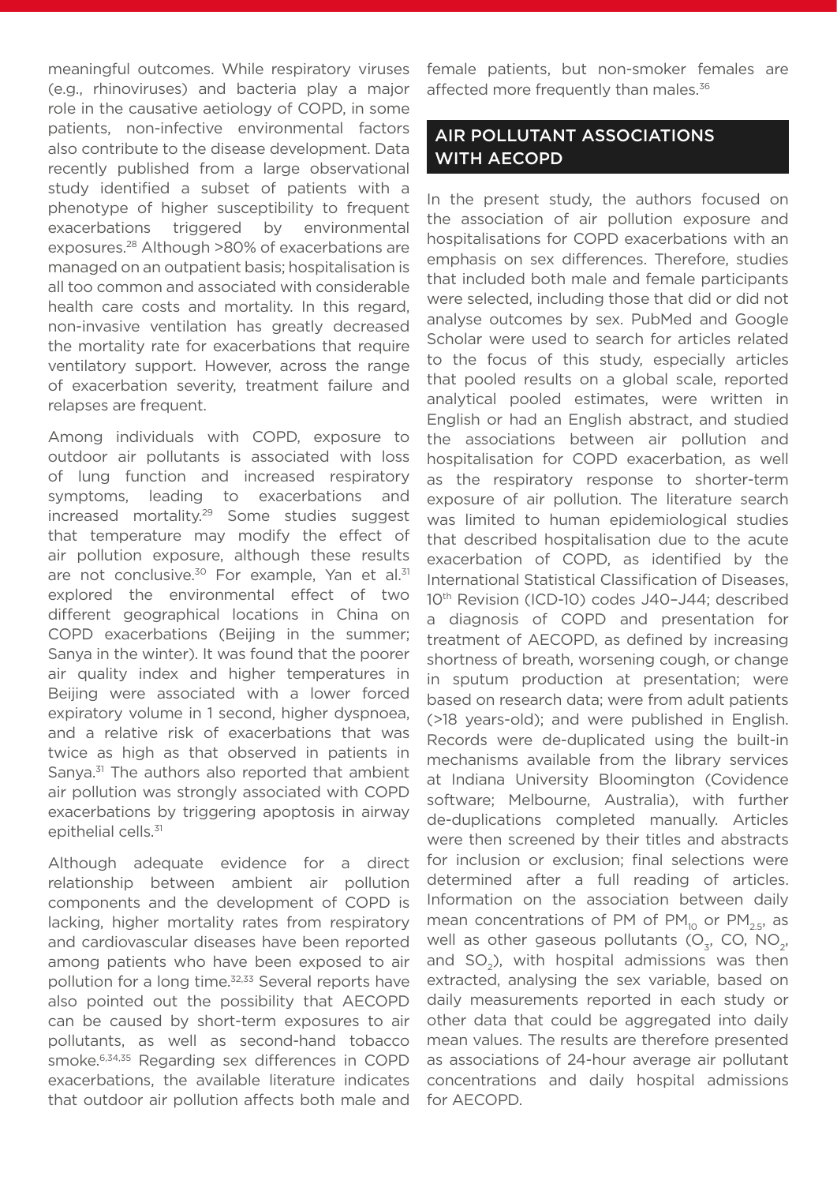meaningful outcomes. While respiratory viruses (e.g., rhinoviruses) and bacteria play a major role in the causative aetiology of COPD, in some patients, non-infective environmental factors also contribute to the disease development. Data recently published from a large observational study identified a subset of patients with a phenotype of higher susceptibility to frequent exacerbations triggered by environmental exposures.[28] Although >80% of exacerbations are managed on an outpatient basis; hospitalisation is all too common and associated with considerable health care costs and mortality. In this regard, non-invasive ventilation has greatly decreased the mortality rate for exacerbations that require ventilatory support. However, across the range of exacerbation severity, treatment failure and relapses are frequent.

Among individuals with COPD, exposure to outdoor air pollutants is associated with loss of lung function and increased respiratory symptoms, leading to exacerbations and increased mortality.[29] Some studies suggest that temperature may modify the effect of air pollution exposure, although these results are not conclusive.[30] For example, Yan et al.[31] explored the environmental effect of two different geographical locations in China on COPD exacerbations (Beijing in the summer; Sanya in the winter). It was found that the poorer air quality index and higher temperatures in Beijing were associated with a lower forced expiratory volume in 1 second, higher dyspnoea, and a relative risk of exacerbations that was twice as high as that observed in patients in Sanya.[31] The authors also reported that ambient air pollution was strongly associated with COPD exacerbations by triggering apoptosis in airway epithelial cells.[31]

Although adequate evidence for a direct relationship between ambient air pollution components and the development of COPD is lacking, higher mortality rates from respiratory and cardiovascular diseases have been reported among patients who have been exposed to air pollution for a long time.[32,33] Several reports have also pointed out the possibility that AECOPD can be caused by short-term exposures to air pollutants, as well as second-hand tobacco smoke.[6,34,35] Regarding sex differences in COPD exacerbations, the available literature indicates that outdoor air pollution affects both male and female patients, but non-smoker females are affected more frequently than males.[36]

## AIR POLLUTANT ASSOCIATIONS WITH AECOPD

In the present study, the authors focused on the association of air pollution exposure and hospitalisations for COPD exacerbations with an emphasis on sex differences. Therefore, studies that included both male and female participants were selected, including those that did or did not analyse outcomes by sex. PubMed and Google Scholar were used to search for articles related to the focus of this study, especially articles that pooled results on a global scale, reported analytical pooled estimates, were written in English or had an English abstract, and studied the associations between air pollution and hospitalisation for COPD exacerbation, as well as the respiratory response to shorter-term exposure of air pollution. The literature search was limited to human epidemiological studies that described hospitalisation due to the acute exacerbation of COPD, as identified by the International Statistical Classification of Diseases, 10th Revision (ICD-10) codes J40–J44; described a diagnosis of COPD and presentation for treatment of AECOPD, as defined by increasing shortness of breath, worsening cough, or change in sputum production at presentation; were based on research data; were from adult patients (>18 years-old); and were published in English. Records were de-duplicated using the built-in mechanisms available from the library services at Indiana University Bloomington (Covidence software; Melbourne, Australia), with further de-duplications completed manually. Articles were then screened by their titles and abstracts for inclusion or exclusion; final selections were determined after a full reading of articles. Information on the association between daily mean concentrations of PM of $PM_{10}$ or $PM_{2.5}$, as well as other gaseous pollutants ($O_3$, CO, $NO_2$, and $SO_2$), with hospital admissions was then extracted, analysing the sex variable, based on daily measurements reported in each study or other data that could be aggregated into daily mean values. The results are therefore presented as associations of 24-hour average air pollutant concentrations and daily hospital admissions for AECOPD.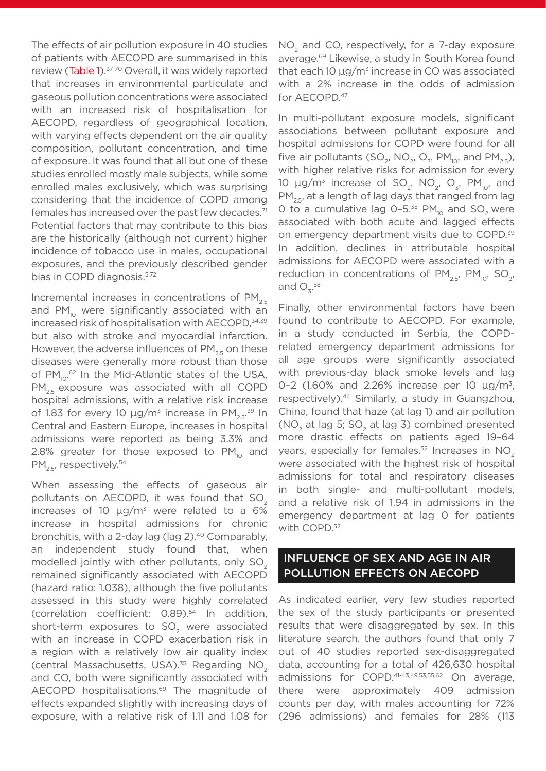The effects of air pollution exposure in 40 studies of patients with AECOPD are summarised in this review (Table 1).[37-70] Overall, it was widely reported that increases in environmental particulate and gaseous pollution concentrations were associated with an increased risk of hospitalisation for AECOPD, regardless of geographical location, with varying effects dependent on the air quality composition, pollutant concentration, and time of exposure. It was found that all but one of these studies enrolled mostly male subjects, while some enrolled males exclusively, which was surprising considering that the incidence of COPD among females has increased over the past few decades.[71] Potential factors that may contribute to this bias are the historically (although not current) higher incidence of tobacco use in males, occupational exposures, and the previously described gender bias in COPD diagnosis.[5,72]

Incremental increases in concentrations of $PM_{2.5}$ and $PM_{10}$ were significantly associated with an increased risk of hospitalisation with AECOPD,[34,39] but also with stroke and myocardial infarction. However, the adverse influences of $PM_{2.5}$ on these diseases were generally more robust than those of $PM_{10}$.[62] In the Mid-Atlantic states of the USA, $PM_{2.5}$ exposure was associated with all COPD hospital admissions, with a relative risk increase of 1.83 for every 10 µg/m$^3$ increase in $PM_{2.5}$.[39] In Central and Eastern Europe, increases in hospital admissions were reported as being 3.3% and 2.8% greater for those exposed to $PM_{10}$ and $PM_{2.5}$, respectively.[54]

When assessing the effects of gaseous air pollutants on AECOPD, it was found that $SO_2$ increases of 10 µg/m$^3$ were related to a 6% increase in hospital admissions for chronic bronchitis, with a 2-day lag (lag 2).[40] Comparably, an independent study found that, when modelled jointly with other pollutants, only $SO_2$ remained significantly associated with AECOPD (hazard ratio: 1.038), although the five pollutants assessed in this study were highly correlated (correlation coefficient: 0.89).[54] In addition, short-term exposures to $SO_2$ were associated with an increase in COPD exacerbation risk in a region with a relatively low air quality index (Central Massachusetts, USA).[35] Regarding $NO_2$ and CO, both were significantly associated with AECOPD hospitalisations.[69] The magnitude of effects expanded slightly with increasing days of exposure, with a relative risk of 1.11 and 1.08 for $NO_2$ and CO, respectively, for a 7-day exposure average.[69] Likewise, a study in South Korea found that each 10 µg/m$^3$ increase in CO was associated with a 2% increase in the odds of admission for AECOPD.[47]

In multi-pollutant exposure models, significant associations between pollutant exposure and hospital admissions for COPD were found for all five air pollutants ($SO_2$, $NO_2$, $O_3$, $PM_{10}$, and $PM_{2.5}$), with higher relative risks for admission for every 10 µg/m$^3$ increase of $SO_2$, $NO_2$, $O_3$, $PM_{10}$, and $PM_{2.5}$, at a length of lag days that ranged from lag 0 to a cumulative lag 0–5.[35] $PM_{10}$ and $SO_2$ were associated with both acute and lagged effects on emergency department visits due to COPD.[39] In addition, declines in attributable hospital admissions for AECOPD were associated with a reduction in concentrations of $PM_{2.5}$, $PM_{10}$, $SO_2$, and $O_3$.[58]

Finally, other environmental factors have been found to contribute to AECOPD. For example, in a study conducted in Serbia, the COPD-related emergency department admissions for all age groups were significantly associated with previous-day black smoke levels and lag 0–2 (1.60% and 2.26% increase per 10 µg/m$^3$, respectively).[44] Similarly, a study in Guangzhou, China, found that haze (at lag 1) and air pollution ($NO_2$ at lag 5; $SO_2$ at lag 3) combined presented more drastic effects on patients aged 19–64 years, especially for females.[52] Increases in $NO_2$ were associated with the highest risk of hospital admissions for total and respiratory diseases in both single- and multi-pollutant models, and a relative risk of 1.94 in admissions in the emergency department at lag 0 for patients with COPD.[52]

## INFLUENCE OF SEX AND AGE IN AIR POLLUTION EFFECTS ON AECOPD

As indicated earlier, very few studies reported the sex of the study participants or presented results that were disaggregated by sex. In this literature search, the authors found that only 7 out of 40 studies reported sex-disaggregated data, accounting for a total of 426,630 hospital admissions for COPD.[41-43,49,53,55,62] On average, there were approximately 409 admission counts per day, with males accounting for 72% (296 admissions) and females for 28% (113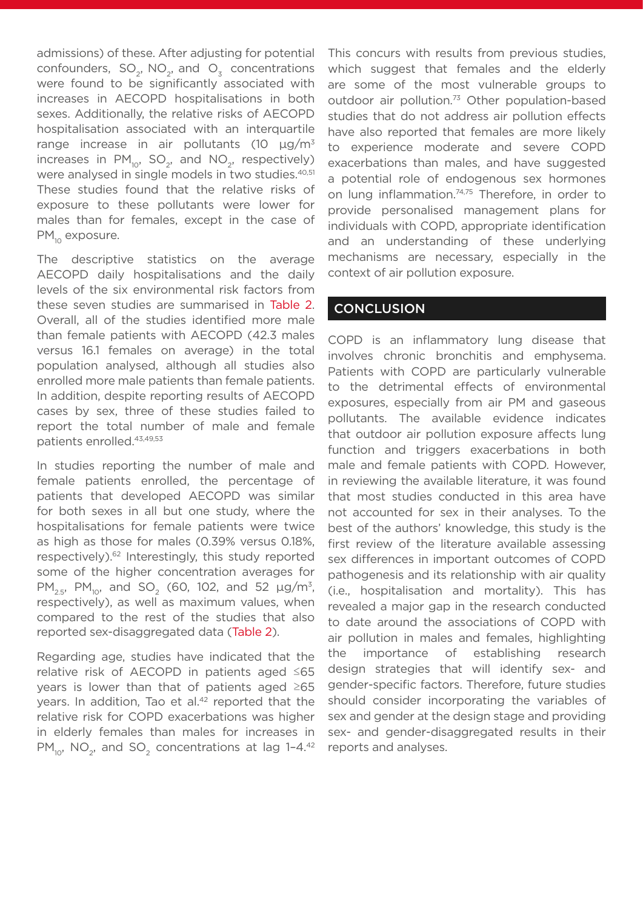admissions) of these. After adjusting for potential confounders, $SO_2$, $NO_2$, and $O_3$ concentrations were found to be significantly associated with increases in AECOPD hospitalisations in both sexes. Additionally, the relative risks of AECOPD hospitalisation associated with an interquartile range increase in air pollutants (10 µg/m³ increases in $PM_{10}$, $SO_2$, and $NO_2$, respectively) were analysed in single models in two studies.[40,51] These studies found that the relative risks of exposure to these pollutants were lower for males than for females, except in the case of $PM_{10}$ exposure.

The descriptive statistics on the average AECOPD daily hospitalisations and the daily levels of the six environmental risk factors from these seven studies are summarised in Table 2. Overall, all of the studies identified more male than female patients with AECOPD (42.3 males versus 16.1 females on average) in the total population analysed, although all studies also enrolled more male patients than female patients. In addition, despite reporting results of AECOPD cases by sex, three of these studies failed to report the total number of male and female patients enrolled.[43,49,53]

In studies reporting the number of male and female patients enrolled, the percentage of patients that developed AECOPD was similar for both sexes in all but one study, where the hospitalisations for female patients were twice as high as those for males (0.39% versus 0.18%, respectively).[62] Interestingly, this study reported some of the higher concentration averages for $PM_{2.5}$, $PM_{10}$, and $SO_2$ (60, 102, and 52 µg/m³, respectively), as well as maximum values, when compared to the rest of the studies that also reported sex-disaggregated data (Table 2).

Regarding age, studies have indicated that the relative risk of AECOPD in patients aged ≤65 years is lower than that of patients aged ≥65 years. In addition, Tao et al.[42] reported that the relative risk for COPD exacerbations was higher in elderly females than males for increases in $PM_{10}$, $NO_2$, and $SO_2$ concentrations at lag 1–4.[42] This concurs with results from previous studies, which suggest that females and the elderly are some of the most vulnerable groups to outdoor air pollution.[73] Other population-based studies that do not address air pollution effects have also reported that females are more likely to experience moderate and severe COPD exacerbations than males, and have suggested a potential role of endogenous sex hormones on lung inflammation.[74,75] Therefore, in order to provide personalised management plans for individuals with COPD, appropriate identification and an understanding of these underlying mechanisms are necessary, especially in the context of air pollution exposure.

## CONCLUSION

COPD is an inflammatory lung disease that involves chronic bronchitis and emphysema. Patients with COPD are particularly vulnerable to the detrimental effects of environmental exposures, especially from air PM and gaseous pollutants. The available evidence indicates that outdoor air pollution exposure affects lung function and triggers exacerbations in both male and female patients with COPD. However, in reviewing the available literature, it was found that most studies conducted in this area have not accounted for sex in their analyses. To the best of the authors' knowledge, this study is the first review of the literature available assessing sex differences in important outcomes of COPD pathogenesis and its relationship with air quality (i.e., hospitalisation and mortality). This has revealed a major gap in the research conducted to date around the associations of COPD with air pollution in males and females, highlighting the importance of establishing research design strategies that will identify sex- and gender-specific factors. Therefore, future studies should consider incorporating the variables of sex and gender at the design stage and providing sex- and gender-disaggregated results in their reports and analyses.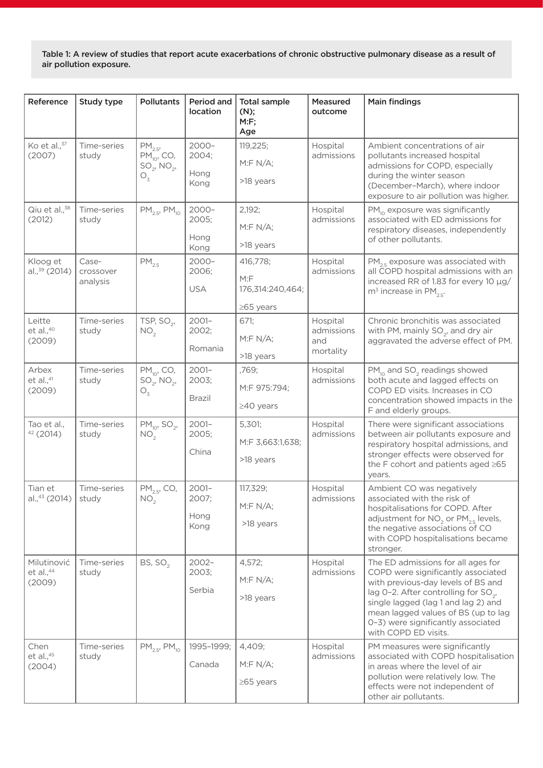**Table 1: A review of studies that report acute exacerbations of chronic obstructive pulmonary disease as a result of air pollution exposure.**

| Reference | Study type | Pollutants | Period and location | Total sample (N); M:F; Age | Measured outcome | Main findings |
|---|---|---|---|---|---|---|
| Ko et al.,[37] (2007) | Time-series study | $PM_{2.5}$, $PM_{10}$, CO, $SO_2$, $NO_2$, $O_3$ | 2000–2004; Hong Kong | 119,225; M:F N/A; >18 years | Hospital admissions | Ambient concentrations of air pollutants increased hospital admissions for COPD, especially during the winter season (December–March), where indoor exposure to air pollution was higher. |
| Qiu et al.,[38] (2012) | Time-series study | $PM_{2.5}$, $PM_{10}$ | 2000–2005; Hong Kong | 2,192; M:F N/A; >18 years | Hospital admissions | $PM_{10}$ exposure was significantly associated with ED admissions for respiratory diseases, independently of other pollutants. |
| Kloog et al.,[39] (2014) | Case-crossover analysis | $PM_{2.5}$ | 2000–2006; USA | 416,778; M:F 176,314:240,464; ≥65 years | Hospital admissions | $PM_{2.5}$ exposure was associated with all COPD hospital admissions with an increased RR of 1.83 for every 10 µg/$m^3$ increase in $PM_{2.5}$. |
| Leitte et al.,[40] (2009) | Time-series study | TSP, $SO_2$, $NO_2$ | 2001–2002; Romania | 671; M:F N/A; >18 years | Hospital admissions and mortality | Chronic bronchitis was associated with PM, mainly $SO_2$, and dry air aggravated the adverse effect of PM. |
| Arbex et al.,[41] (2009) | Time-series study | $PM_{10}$, CO, $SO_2$, $NO_2$, $O_3$ | 2001–2003; Brazil | ,769; M:F 975:794; ≥40 years | Hospital admissions | $PM_{10}$ and $SO_2$ readings showed both acute and lagged effects on COPD ED visits. Increases in CO concentration showed impacts in the F and elderly groups. |
| Tao et al.,[42] (2014) | Time-series study | $PM_{10}$, $SO_2$, $NO_2$ | 2001–2005; China | 5,301; M:F 3,663:1,638; >18 years | Hospital admissions | There were significant associations between air pollutants exposure and respiratory hospital admissions, and stronger effects were observed for the F cohort and patients aged ≥65 years. |
| Tian et al.,[43] (2014) | Time-series study | $PM_{2.5}$, CO, $NO_2$ | 2001–2007; Hong Kong | 117,329; M:F N/A; >18 years | Hospital admissions | Ambient CO was negatively associated with the risk of hospitalisations for COPD. After adjustment for $NO_2$ or $PM_{2.5}$ levels, the negative associations of CO with COPD hospitalisations became stronger. |
| Milutinović et al.,[44] (2009) | Time-series study | BS, $SO_2$ | 2002–2003; Serbia | 4,572; M:F N/A; >18 years | Hospital admissions | The ED admissions for all ages for COPD were significantly associated with previous-day levels of BS and lag 0–2. After controlling for $SO_2$, single lagged (lag 1 and lag 2) and mean lagged values of BS (up to lag 0–3) were significantly associated with COPD ED visits. |
| Chen et al.,[45] (2004) | Time-series study | $PM_{2.5}$, $PM_{10}$ | 1995–1999; Canada | 4,409; M:F N/A; ≥65 years | Hospital admissions | PM measures were significantly associated with COPD hospitalisation in areas where the level of air pollution were relatively low. The effects were not independent of other air pollutants. |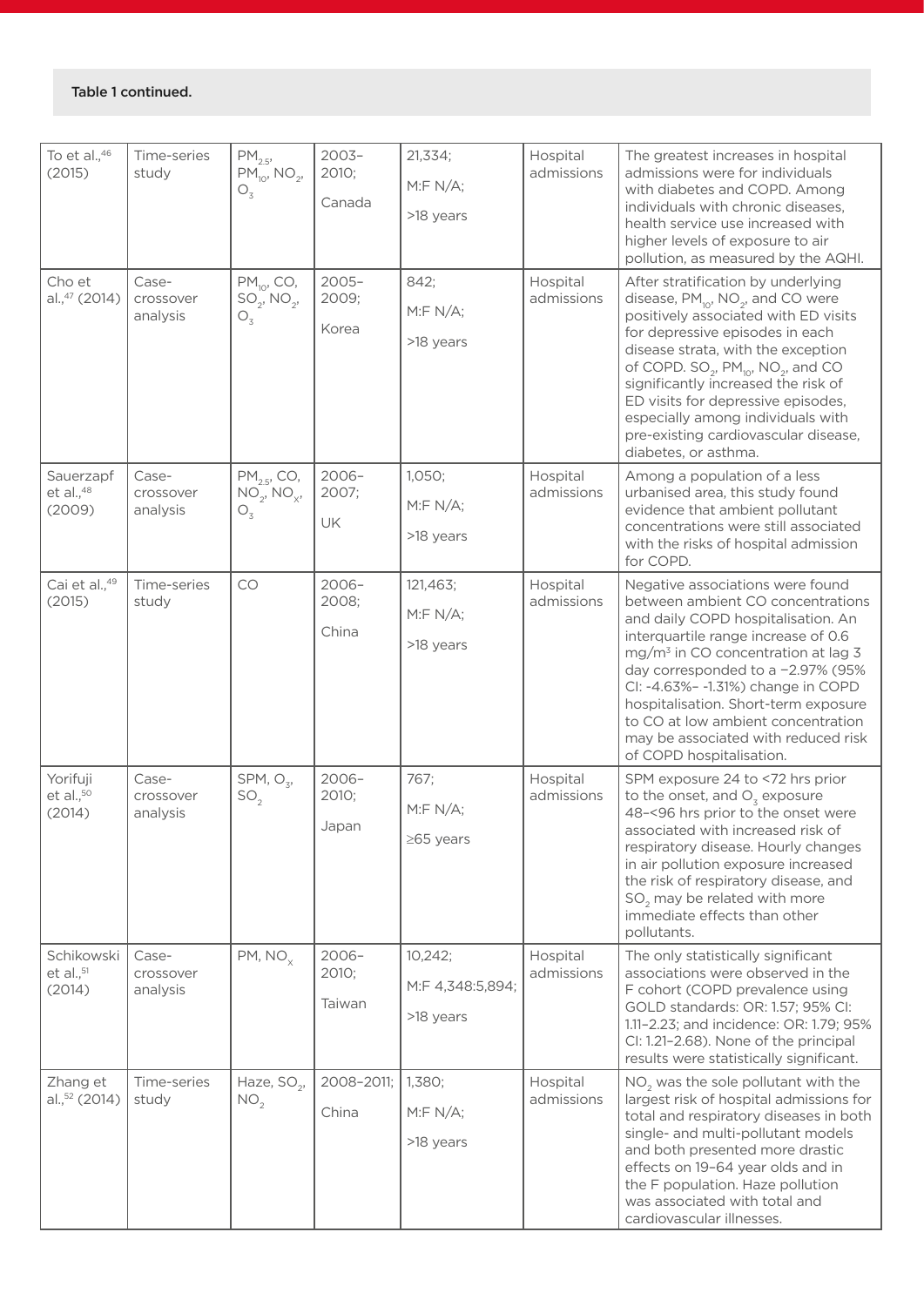**Table 1 continued.**

| | | | | | | |
|---|---|---|---|---|---|---|
| To et al.,[46] (2015) | Time-series study | $PM_{2.5}$, $PM_{10}$, $NO_2$, $O_3$ | 2003–2010; Canada | 21,334; M:F N/A; >18 years | Hospital admissions | The greatest increases in hospital admissions were for individuals with diabetes and COPD. Among individuals with chronic diseases, health service use increased with higher levels of exposure to air pollution, as measured by the AQHI. |
| Cho et al.,[47] (2014) | Case-crossover analysis | $PM_{10}$, CO, $SO_2$, $NO_2$, $O_3$ | 2005–2009; Korea | 842; M:F N/A; >18 years | Hospital admissions | After stratification by underlying disease, $PM_{10}$, $NO_2$, and CO were positively associated with ED visits for depressive episodes in each disease strata, with the exception of COPD. $SO_2$, $PM_{10}$, $NO_2$, and CO significantly increased the risk of ED visits for depressive episodes, especially among individuals with pre-existing cardiovascular disease, diabetes, or asthma. |
| Sauerzapf et al.,[48] (2009) | Case-crossover analysis | $PM_{2.5}$, CO, $NO_2$, $NO_x$, $O_3$ | 2006–2007; UK | 1,050; M:F N/A; >18 years | Hospital admissions | Among a population of a less urbanised area, this study found evidence that ambient pollutant concentrations were still associated with the risks of hospital admission for COPD. |
| Cai et al.,[49] (2015) | Time-series study | CO | 2006–2008; China | 121,463; M:F N/A; >18 years | Hospital admissions | Negative associations were found between ambient CO concentrations and daily COPD hospitalisation. An interquartile range increase of 0.6 $mg/m^3$ in CO concentration at lag 3 day corresponded to a −2.97% (95% CI: -4.63%– -1.31%) change in COPD hospitalisation. Short-term exposure to CO at low ambient concentration may be associated with reduced risk of COPD hospitalisation. |
| Yorifuji et al.,[50] (2014) | Case-crossover analysis | SPM, $O_3$, $SO_2$ | 2006–2010; Japan | 767; M:F N/A; ≥65 years | Hospital admissions | SPM exposure 24 to <72 hrs prior to the onset, and $O_3$ exposure 48–<96 hrs prior to the onset were associated with increased risk of respiratory disease. Hourly changes in air pollution exposure increased the risk of respiratory disease, and $SO_2$ may be related with more immediate effects than other pollutants. |
| Schikowski et al.,[51] (2014) | Case-crossover analysis | PM, $NO_x$ | 2006–2010; Taiwan | 10,242; M:F 4,348:5,894; >18 years | Hospital admissions | The only statistically significant associations were observed in the F cohort (COPD prevalence using GOLD standards: OR: 1.57; 95% CI: 1.11–2.23; and incidence: OR: 1.79; 95% CI: 1.21–2.68). None of the principal results were statistically significant. |
| Zhang et al.,[52] (2014) | Time-series study | Haze, $SO_2$, $NO_2$ | 2008–2011; China | 1,380; M:F N/A; >18 years | Hospital admissions | $NO_2$ was the sole pollutant with the largest risk of hospital admissions for total and respiratory diseases in both single- and multi-pollutant models and both presented more drastic effects on 19–64 year olds and in the F population. Haze pollution was associated with total and cardiovascular illnesses. |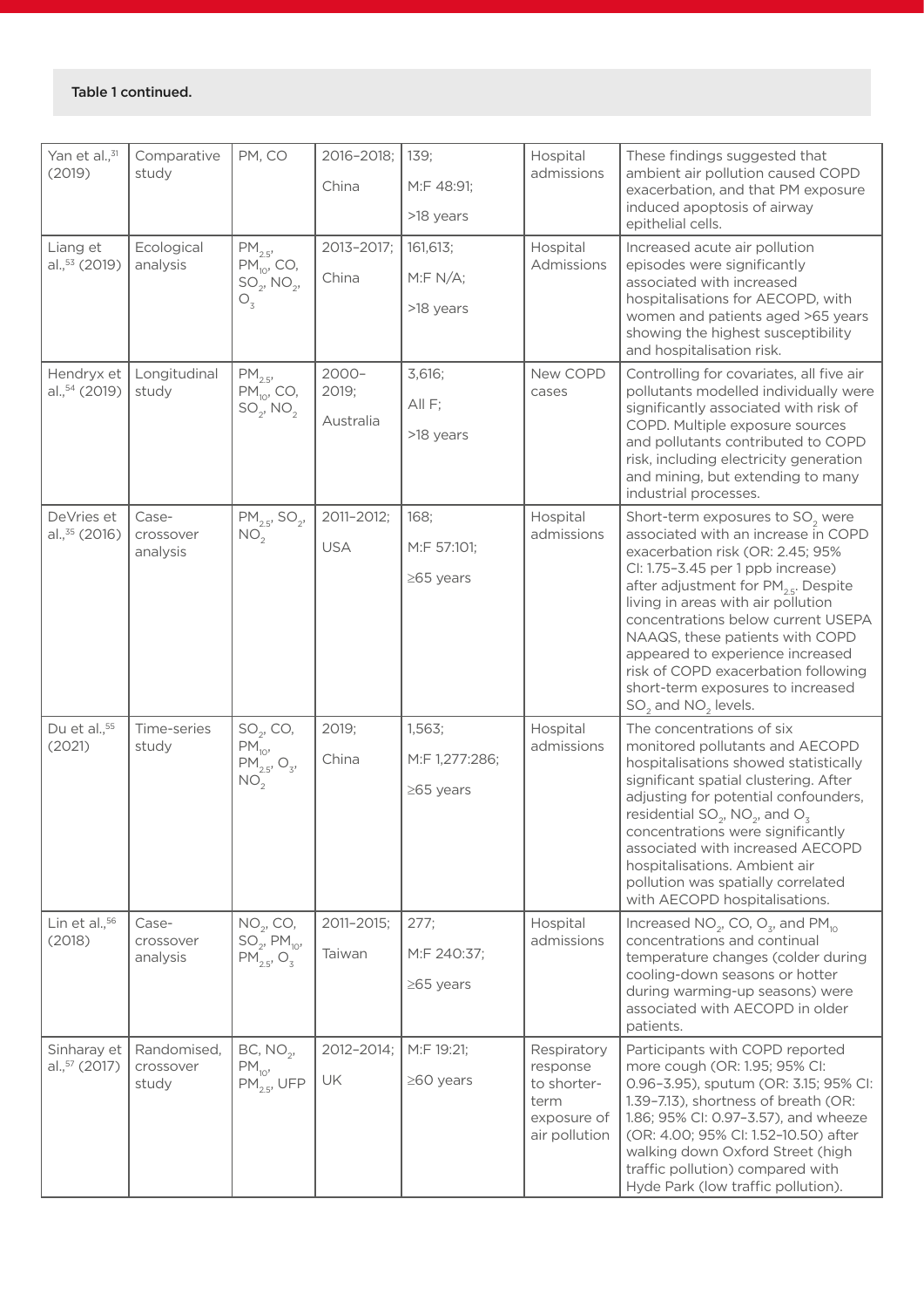**Table 1 continued.**

| | | | | | | |
|---|---|---|---|---|---|---|
| Yan et al.,[31] (2019) | Comparative study | PM, CO | 2016–2018; China | 139; M:F 48:91; >18 years | Hospital admissions | These findings suggested that ambient air pollution caused COPD exacerbation, and that PM exposure induced apoptosis of airway epithelial cells. |
| Liang et al.,[53] (2019) | Ecological analysis | $PM_{2.5}$, $PM_{10}$, CO, $SO_2$, $NO_2$, $O_3$ | 2013–2017; China | 161,613; M:F N/A; >18 years | Hospital Admissions | Increased acute air pollution episodes were significantly associated with increased hospitalisations for AECOPD, with women and patients aged >65 years showing the highest susceptibility and hospitalisation risk. |
| Hendryx et al.,[54] (2019) | Longitudinal study | $PM_{2.5}$, $PM_{10}$, CO, $SO_2$, $NO_2$ | 2000–2019; Australia | 3,616; All F; >18 years | New COPD cases | Controlling for covariates, all five air pollutants modelled individually were significantly associated with risk of COPD. Multiple exposure sources and pollutants contributed to COPD risk, including electricity generation and mining, but extending to many industrial processes. |
| DeVries et al.,[35] (2016) | Case-crossover analysis | $PM_{2.5}$, $SO_2$, $NO_2$ | 2011–2012; USA | 168; M:F 57:101; ≥65 years | Hospital admissions | Short-term exposures to $SO_2$ were associated with an increase in COPD exacerbation risk (OR: 2.45; 95% CI: 1.75–3.45 per 1 ppb increase) after adjustment for $PM_{2.5}$. Despite living in areas with air pollution concentrations below current USEPA NAAQS, these patients with COPD appeared to experience increased risk of COPD exacerbation following short-term exposures to increased $SO_2$ and $NO_2$ levels. |
| Du et al.,[55] (2021) | Time-series study | $SO_2$, CO, $PM_{10}$, $PM_{2.5}$, $O_3$, $NO_2$ | 2019; China | 1,563; M:F 1,277:286; ≥65 years | Hospital admissions | The concentrations of six monitored pollutants and AECOPD hospitalisations showed statistically significant spatial clustering. After adjusting for potential confounders, residential $SO_2$, $NO_2$, and $O_3$ concentrations were significantly associated with increased AECOPD hospitalisations. Ambient air pollution was spatially correlated with AECOPD hospitalisations. |
| Lin et al.,[56] (2018) | Case-crossover analysis | $NO_2$, CO, $SO_2$, $PM_{10}$, $PM_{2.5}$, $O_3$ | 2011–2015; Taiwan | 277; M:F 240:37; ≥65 years | Hospital admissions | Increased $NO_2$, CO, $O_3$, and $PM_{10}$ concentrations and continual temperature changes (colder during cooling-down seasons or hotter during warming-up seasons) were associated with AECOPD in older patients. |
| Sinharay et al.,[57] (2017) | Randomised, crossover study | BC, $NO_2$, $PM_{10}$, $PM_{2.5}$, UFP | 2012–2014; UK | M:F 19:21; ≥60 years | Respiratory response to shorter-term exposure of air pollution | Participants with COPD reported more cough (OR: 1.95; 95% CI: 0.96–3.95), sputum (OR: 3.15; 95% CI: 1.39–7.13), shortness of breath (OR: 1.86; 95% CI: 0.97–3.57), and wheeze (OR: 4.00; 95% CI: 1.52–10.50) after walking down Oxford Street (high traffic pollution) compared with Hyde Park (low traffic pollution). |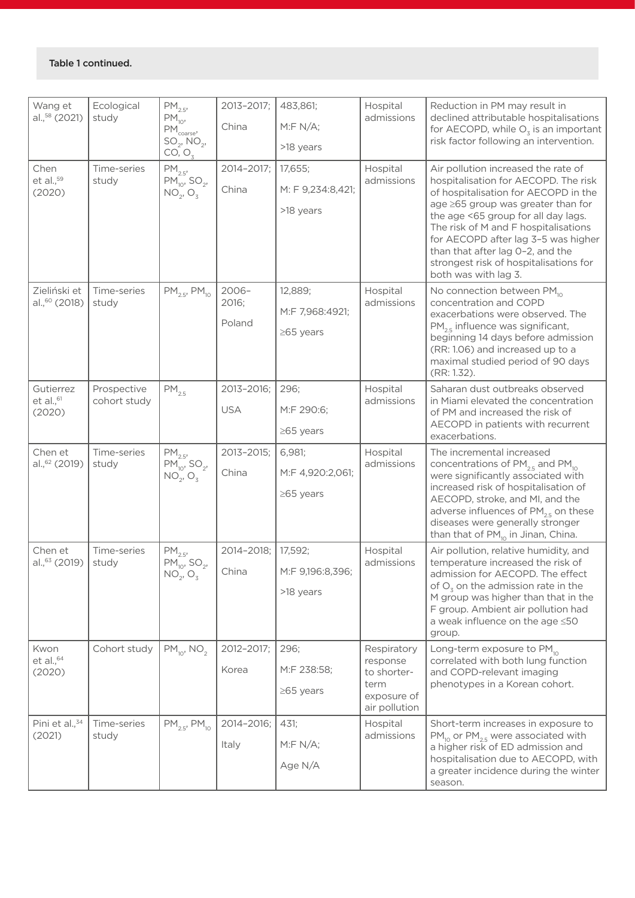**Table 1 continued.**

| | | | | | | |
|---|---|---|---|---|---|---|
| Wang et al.,[58] (2021) | Ecological study | $PM_{2.5}$, $PM_{10}$, $PM_{coarse}$, $SO_2$, $NO_2$, CO, $O_3$ | 2013–2017; China | 483,861; M:F N/A; >18 years | Hospital admissions | Reduction in PM may result in declined attributable hospitalisations for AECOPD, while $O_3$ is an important risk factor following an intervention. |
| Chen et al.,[59] (2020) | Time-series study | $PM_{2.5}$, $PM_{10}$, $SO_2$, $NO_2$, $O_3$ | 2014–2017; China | 17,655; M: F 9,234:8,421; >18 years | Hospital admissions | Air pollution increased the rate of hospitalisation for AECOPD. The risk of hospitalisation for AECOPD in the age ≥65 group was greater than for the age <65 group for all day lags. The risk of M and F hospitalisations for AECOPD after lag 3–5 was higher than that after lag 0–2, and the strongest risk of hospitalisations for both was with lag 3. |
| Zieliński et al.,[60] (2018) | Time-series study | $PM_{2.5}$, $PM_{10}$ | 2006–2016; Poland | 12,889; M:F 7,968:4921; ≥65 years | Hospital admissions | No connection between $PM_{10}$ concentration and COPD exacerbations were observed. The $PM_{2.5}$ influence was significant, beginning 14 days before admission (RR: 1.06) and increased up to a maximal studied period of 90 days (RR: 1.32). |
| Gutierrez et al.,[61] (2020) | Prospective cohort study | $PM_{2.5}$ | 2013–2016; USA | 296; M:F 290:6; ≥65 years | Hospital admissions | Saharan dust outbreaks observed in Miami elevated the concentration of PM and increased the risk of AECOPD in patients with recurrent exacerbations. |
| Chen et al.,[62] (2019) | Time-series study | $PM_{2.5}$, $PM_{10}$, $SO_2$, $NO_2$, $O_3$ | 2013–2015; China | 6,981; M:F 4,920:2,061; ≥65 years | Hospital admissions | The incremental increased concentrations of $PM_{2.5}$ and $PM_{10}$ were significantly associated with increased risk of hospitalisation of AECOPD, stroke, and MI, and the adverse influences of $PM_{2.5}$ on these diseases were generally stronger than that of $PM_{10}$ in Jinan, China. |
| Chen et al.,[63] (2019) | Time-series study | $PM_{2.5}$, $PM_{10}$, $SO_2$, $NO_2$, $O_3$ | 2014–2018; China | 17,592; M:F 9,196:8,396; >18 years | Hospital admissions | Air pollution, relative humidity, and temperature increased the risk of admission for AECOPD. The effect of $O_3$ on the admission rate in the M group was higher than that in the F group. Ambient air pollution had a weak influence on the age ≤50 group. |
| Kwon et al.,[64] (2020) | Cohort study | $PM_{10}$, $NO_2$ | 2012–2017; Korea | 296; M:F 238:58; ≥65 years | Respiratory response to shorter-term exposure of air pollution | Long-term exposure to $PM_{10}$ correlated with both lung function and COPD-relevant imaging phenotypes in a Korean cohort. |
| Pini et al.,[34] (2021) | Time-series study | $PM_{2.5}$, $PM_{10}$ | 2014–2016; Italy | 431; M:F N/A; Age N/A | Hospital admissions | Short-term increases in exposure to $PM_{10}$ or $PM_{2.5}$ were associated with a higher risk of ED admission and hospitalisation due to AECOPD, with a greater incidence during the winter season. |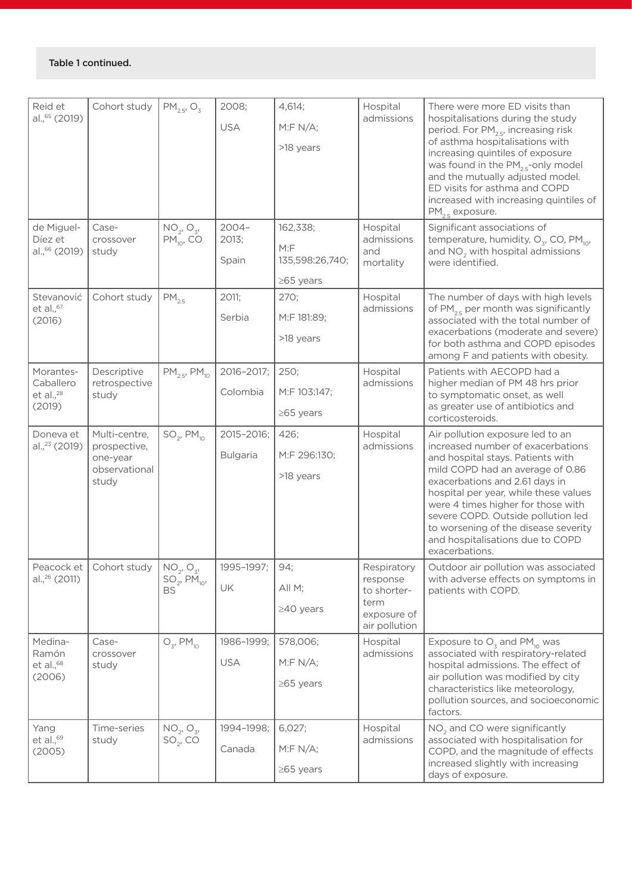**Table 1 continued.**

| | | | | | | |
|---|---|---|---|---|---|---|
| Reid et al.,[65] (2019) | Cohort study | $PM_{2.5}$, $O_3$ | 2008; USA | 4,614; M:F N/A; >18 years | Hospital admissions | There were more ED visits than hospitalisations during the study period. For $PM_{2.5}$, increasing risk of asthma hospitalisations with increasing quintiles of exposure was found in the $PM_{2.5}$-only model and the mutually adjusted model. ED visits for asthma and COPD increased with increasing quintiles of $PM_{2.5}$ exposure. |
| de Miguel-Díez et al.,[66] (2019) | Case-crossover study | $NO_2$, $O_3$, $PM_{10}$, CO | 2004–2013; Spain | 162,338; M:F 135,598:26,740; ≥65 years | Hospital admissions and mortality | Significant associations of temperature, humidity, $O_3$, CO, $PM_{10}$, and $NO_2$ with hospital admissions were identified. |
| Stevanović et al.,[67] (2016) | Cohort study | $PM_{2.5}$ | 2011; Serbia | 270; M:F 181:89; >18 years | Hospital admissions | The number of days with high levels of $PM_{2.5}$ per month was significantly associated with the total number of exacerbations (moderate and severe) for both asthma and COPD episodes among F and patients with obesity. |
| Morantes-Caballero et al.,[28] (2019) | Descriptive retrospective study | $PM_{2.5}$, $PM_{10}$ | 2016–2017; Colombia | 250; M:F 103:147; ≥65 years | Hospital admissions | Patients with AECOPD had a higher median of PM 48 hrs prior to symptomatic onset, as well as greater use of antibiotics and corticosteroids. |
| Doneva et al.,[23] (2019) | Multi-centre, prospective, one-year observational study | $SO_2$, $PM_{10}$ | 2015–2016; Bulgaria | 426; M:F 296:130; >18 years | Hospital admissions | Air pollution exposure led to an increased number of exacerbations and hospital stays. Patients with mild COPD had an average of 0.86 exacerbations and 2.61 days in hospital per year, while these values were 4 times higher for those with severe COPD. Outside pollution led to worsening of the disease severity and hospitalisations due to COPD exacerbations. |
| Peacock et al.,[26] (2011) | Cohort study | $NO_2$, $O_3$, $SO_2$, $PM_{10}$, BS | 1995–1997; UK | 94; All M; ≥40 years | Respiratory response to shorter-term exposure of air pollution | Outdoor air pollution was associated with adverse effects on symptoms in patients with COPD. |
| Medina-Ramón et al.,[68] (2006) | Case-crossover study | $O_3$, $PM_{10}$ | 1986–1999; USA | 578,006; M:F N/A; ≥65 years | Hospital admissions | Exposure to $O_3$ and $PM_{10}$ was associated with respiratory-related hospital admissions. The effect of air pollution was modified by city characteristics like meteorology, pollution sources, and socioeconomic factors. |
| Yang et al.,[69] (2005) | Time-series study | $NO_2$, $O_3$, $SO_2$, CO | 1994–1998; Canada | 6,027; M:F N/A; ≥65 years | Hospital admissions | $NO_2$ and CO were significantly associated with hospitalisation for COPD, and the magnitude of effects increased slightly with increasing days of exposure. |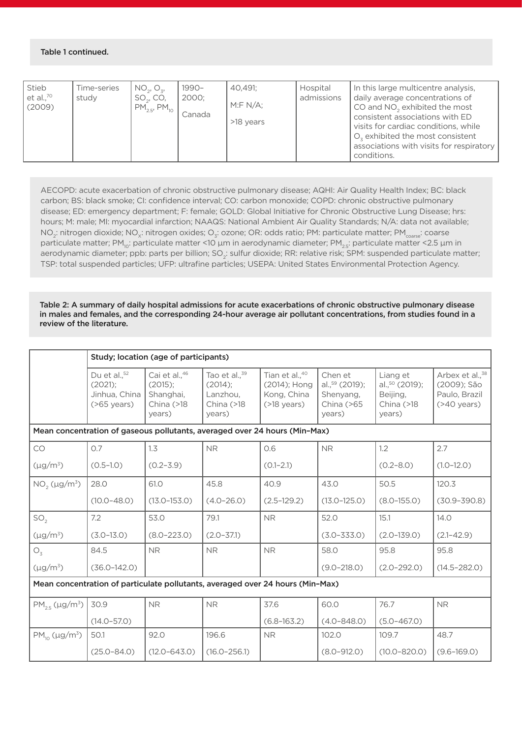**Table 1 continued.**

| | | | | | | |
|---|---|---|---|---|---|---|
| Stieb et al.,[70] (2009) | Time-series study | $NO_2$, $O_3$, $SO_2$, CO, $PM_{2.5}$, $PM_{10}$ | 1990–2000; Canada | 40,491; M:F N/A; >18 years | Hospital admissions | In this large multicentre analysis, daily average concentrations of CO and $NO_2$ exhibited the most consistent associations with ED visits for cardiac conditions, while $O_3$ exhibited the most consistent associations with visits for respiratory conditions. |

AECOPD: acute exacerbation of chronic obstructive pulmonary disease; AQHI: Air Quality Health Index; BC: black carbon; BS: black smoke; CI: confidence interval; CO: carbon monoxide; COPD: chronic obstructive pulmonary disease; ED: emergency department; F: female; GOLD: Global Initiative for Chronic Obstructive Lung Disease; hrs: hours; M: male; MI: myocardial infarction; NAAQS: National Ambient Air Quality Standards; N/A: data not available; $NO_2$: nitrogen dioxide; $NO_x$: nitrogen oxides; $O_3$: ozone; OR: odds ratio; PM: particulate matter; $PM_{coarse}$: coarse particulate matter; $PM_{10}$: particulate matter <10 µm in aerodynamic diameter; $PM_{2.5}$: particulate matter <2.5 µm in aerodynamic diameter; ppb: parts per billion; $SO_2$: sulfur dioxide; RR: relative risk; SPM: suspended particulate matter; TSP: total suspended particles; UFP: ultrafine particles; USEPA: United States Environmental Protection Agency.

**Table 2: A summary of daily hospital admissions for acute exacerbations of chronic obstructive pulmonary disease in males and females, and the corresponding 24-hour average air pollutant concentrations, from studies found in a review of the literature.**

| | Study; location (age of participants) | | | | | | |
|---|---|---|---|---|---|---|---|
| | Du et al.,[52] (2021); Jinhua, China (>65 years) | Cai et al.,[46] (2015); Shanghai, China (>18 years) | Tao et al.,[39] (2014); Lanzhou, China (>18 years) | Tian et al.,[40] (2014); Hong Kong, China (>18 years) | Chen et al.,[59] (2019); Shenyang, China (>65 years) | Liang et al.,[50] (2019); Beijing, China (>18 years) | Arbex et al.,[38] (2009); São Paulo, Brazil (>40 years) |
| **Mean concentration of gaseous pollutants, averaged over 24 hours (Min–Max)** | | | | | | | |
| CO (µg/m³) | 0.7 (0.5–1.0) | 1.3 (0.2–3.9) | NR | 0.6 (0.1–2.1) | NR | 1.2 (0.2–8.0) | 2.7 (1.0–12.0) |
| $NO_2$ (µg/m³) | 28.0 (10.0–48.0) | 61.0 (13.0–153.0) | 45.8 (4.0–26.0) | 40.9 (2.5–129.2) | 43.0 (13.0–125.0) | 50.5 (8.0–155.0) | 120.3 (30.9–390.8) |
| $SO_2$ (µg/m³) | 7.2 (3.0–13.0) | 53.0 (8.0–223.0) | 79.1 (2.0–37.1) | NR | 52.0 (3.0–333.0) | 15.1 (2.0–139.0) | 14.0 (2.1–42.9) |
| $O_3$ (µg/m³) | 84.5 (36.0–142.0) | NR | NR | NR | 58.0 (9.0–218.0) | 95.8 (2.0–292.0) | 95.8 (14.5–282.0) |
| **Mean concentration of particulate pollutants, averaged over 24 hours (Min–Max)** | | | | | | | |
| $PM_{2.5}$ (µg/m³) | 30.9 (14.0–57.0) | NR | NR | 37.6 (6.8–163.2) | 60.0 (4.0–848.0) | 76.7 (5.0–467.0) | NR |
| $PM_{10}$ (µg/m³) | 50.1 (25.0–84.0) | 92.0 (12.0–643.0) | 196.6 (16.0–256.1) | NR | 102.0 (8.0–912.0) | 109.7 (10.0–820.0) | 48.7 (9.6–169.0) |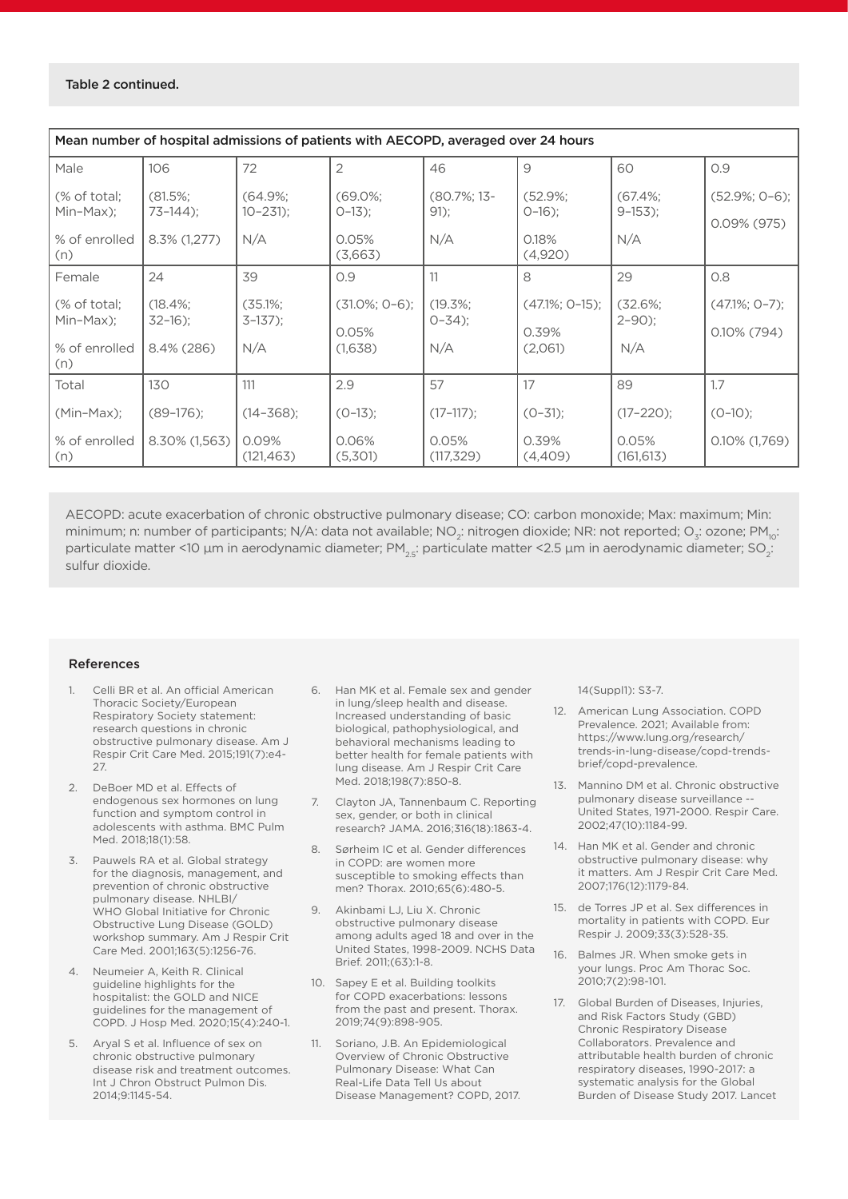Table 2 continued.

| Mean number of hospital admissions of patients with AECOPD, averaged over 24 hours | | | | | | | |
|---|---|---|---|---|---|---|---|
| Male<br>(% of total; Min–Max);<br>% of enrolled (n) | 106<br>(81.5%; 73–144);<br>8.3% (1,277) | 72<br>(64.9%; 10–231);<br>N/A | 2<br>(69.0%; 0–13);<br>0.05% (3,663) | 46<br>(80.7%; 13-91);<br>N/A | 9<br>(52.9%; 0–16);<br>0.18% (4,920) | 60<br>(67.4%; 9–153);<br>N/A | 0.9<br>(52.9%; 0–6);<br>0.09% (975) |
| Female<br>(% of total; Min–Max);<br>% of enrolled (n) | 24<br>(18.4%; 32–16);<br>8.4% (286) | 39<br>(35.1%; 3–137);<br>N/A | 0.9<br>(31.0%; 0–6);<br>0.05% (1,638) | 11<br>(19.3%; 0–34);<br>N/A | 8<br>(47.1%; 0–15);<br>0.39% (2,061) | 29<br>(32.6%; 2–90);<br>N/A | 0.8<br>(47.1%; 0–7);<br>0.10% (794) |
| Total<br>(Min–Max);<br>% of enrolled (n) | 130<br>(89–176);<br>8.30% (1,563) | 111<br>(14–368);<br>0.09% (121,463) | 2.9<br>(0–13);<br>0.06% (5,301) | 57<br>(17–117);<br>0.05% (117,329) | 17<br>(0–31);<br>0.39% (4,409) | 89<br>(17–220);<br>0.05% (161,613) | 1.7<br>(0–10);<br>0.10% (1,769) |

AECOPD: acute exacerbation of chronic obstructive pulmonary disease; CO: carbon monoxide; Max: maximum; Min: minimum; n: number of participants; N/A: data not available; $NO_2$: nitrogen dioxide; NR: not reported; $O_3$: ozone; $PM_{10}$: particulate matter <10 µm in aerodynamic diameter; $PM_{2.5}$: particulate matter <2.5 µm in aerodynamic diameter; $SO_2$: sulfur dioxide.

## References

1. Celli BR et al. An official American Thoracic Society/European Respiratory Society statement: research questions in chronic obstructive pulmonary disease. Am J Respir Crit Care Med. 2015;191(7):e4-27.
2. DeBoer MD et al. Effects of endogenous sex hormones on lung function and symptom control in adolescents with asthma. BMC Pulm Med. 2018;18(1):58.
3. Pauwels RA et al. Global strategy for the diagnosis, management, and prevention of chronic obstructive pulmonary disease. NHLBI/WHO Global Initiative for Chronic Obstructive Lung Disease (GOLD) workshop summary. Am J Respir Crit Care Med. 2001;163(5):1256-76.
4. Neumeier A, Keith R. Clinical guideline highlights for the hospitalist: the GOLD and NICE guidelines for the management of COPD. J Hosp Med. 2020;15(4):240-1.
5. Aryal S et al. Influence of sex on chronic obstructive pulmonary disease risk and treatment outcomes. Int J Chron Obstruct Pulmon Dis. 2014;9:1145-54.
6. Han MK et al. Female sex and gender in lung/sleep health and disease. Increased understanding of basic biological, pathophysiological, and behavioral mechanisms leading to better health for female patients with lung disease. Am J Respir Crit Care Med. 2018;198(7):850-8.
7. Clayton JA, Tannenbaum C. Reporting sex, gender, or both in clinical research? JAMA. 2016;316(18):1863-4.
8. Sørheim IC et al. Gender differences in COPD: are women more susceptible to smoking effects than men? Thorax. 2010;65(6):480-5.
9. Akinbami LJ, Liu X. Chronic obstructive pulmonary disease among adults aged 18 and over in the United States, 1998-2009. NCHS Data Brief. 2011;(63):1-8.
10. Sapey E et al. Building toolkits for COPD exacerbations: lessons from the past and present. Thorax. 2019;74(9):898-905.
11. Soriano, J.B. An Epidemiological Overview of Chronic Obstructive Pulmonary Disease: What Can Real-Life Data Tell Us about Disease Management? COPD, 2017. 14(Suppl1): S3-7.
12. American Lung Association. COPD Prevalence. 2021; Available from: https://www.lung.org/research/trends-in-lung-disease/copd-trends-brief/copd-prevalence.
13. Mannino DM et al. Chronic obstructive pulmonary disease surveillance -- United States, 1971-2000. Respir Care. 2002;47(10):1184-99.
14. Han MK et al. Gender and chronic obstructive pulmonary disease: why it matters. Am J Respir Crit Care Med. 2007;176(12):1179-84.
15. de Torres JP et al. Sex differences in mortality in patients with COPD. Eur Respir J. 2009;33(3):528-35.
16. Balmes JR. When smoke gets in your lungs. Proc Am Thorac Soc. 2010;7(2):98-101.
17. Global Burden of Diseases, Injuries, and Risk Factors Study (GBD) Chronic Respiratory Disease Collaborators. Prevalence and attributable health burden of chronic respiratory diseases, 1990-2017: a systematic analysis for the Global Burden of Disease Study 2017. Lancet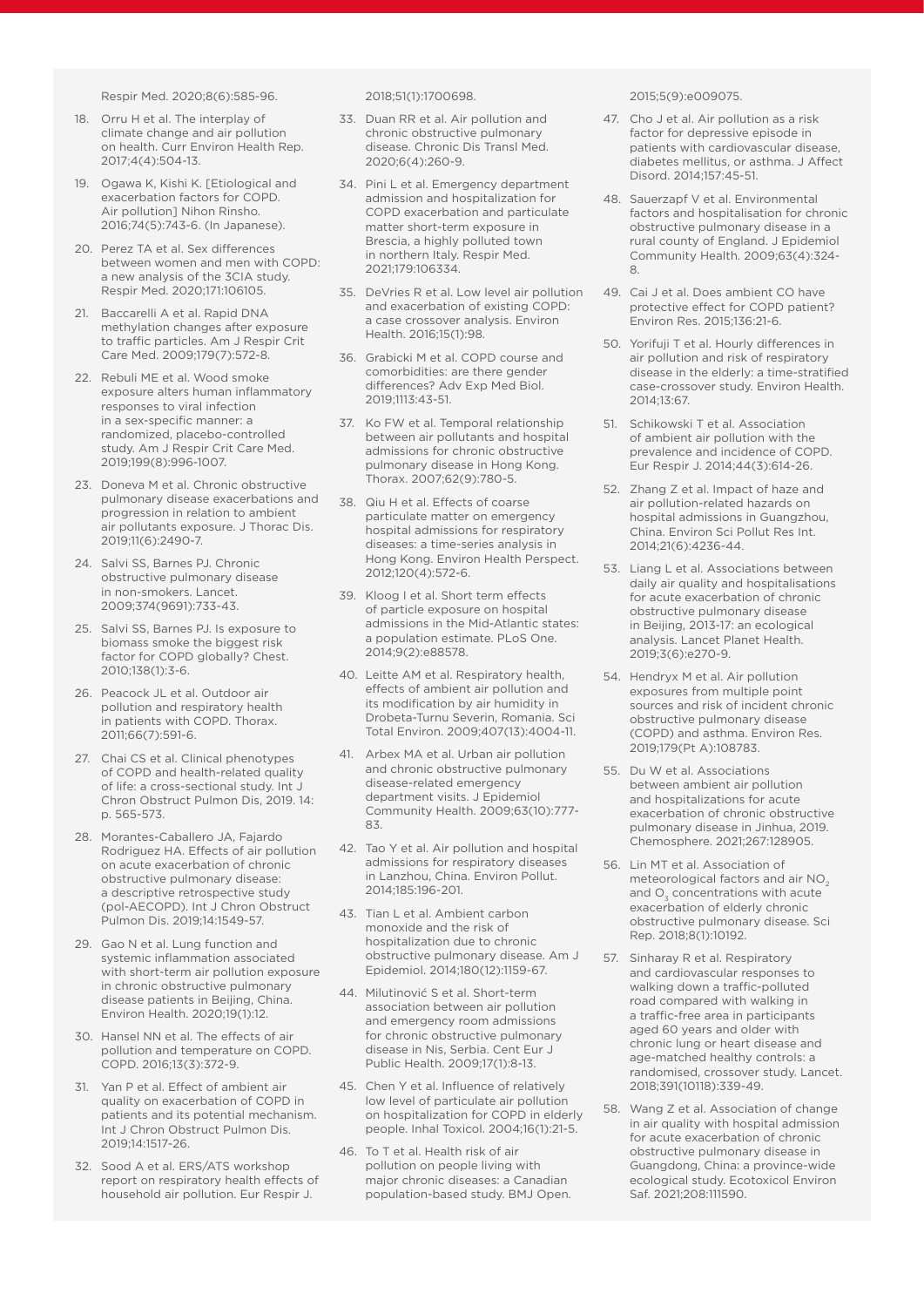Respir Med. 2020;8(6):585-96.

18. Orru H et al. The interplay of climate change and air pollution on health. Curr Environ Health Rep. 2017;4(4):504-13.
19. Ogawa K, Kishi K. [Etiological and exacerbation factors for COPD. Air pollution] Nihon Rinsho. 2016;74(5):743-6. (In Japanese).
20. Perez TA et al. Sex differences between women and men with COPD: a new analysis of the 3CIA study. Respir Med. 2020;171:106105.
21. Baccarelli A et al. Rapid DNA methylation changes after exposure to traffic particles. Am J Respir Crit Care Med. 2009;179(7):572-8.
22. Rebuli ME et al. Wood smoke exposure alters human inflammatory responses to viral infection in a sex-specific manner: a randomized, placebo-controlled study. Am J Respir Crit Care Med. 2019;199(8):996-1007.
23. Doneva M et al. Chronic obstructive pulmonary disease exacerbations and progression in relation to ambient air pollutants exposure. J Thorac Dis. 2019;11(6):2490-7.
24. Salvi SS, Barnes PJ. Chronic obstructive pulmonary disease in non-smokers. Lancet. 2009;374(9691):733-43.
25. Salvi SS, Barnes PJ. Is exposure to biomass smoke the biggest risk factor for COPD globally? Chest. 2010;138(1):3-6.
26. Peacock JL et al. Outdoor air pollution and respiratory health in patients with COPD. Thorax. 2011;66(7):591-6.
27. Chai CS et al. Clinical phenotypes of COPD and health-related quality of life: a cross-sectional study. Int J Chron Obstruct Pulmon Dis, 2019. 14: p. 565-573.
28. Morantes-Caballero JA, Fajardo Rodriguez HA. Effects of air pollution on acute exacerbation of chronic obstructive pulmonary disease: a descriptive retrospective study (pol-AECOPD). Int J Chron Obstruct Pulmon Dis. 2019;14:1549-57.
29. Gao N et al. Lung function and systemic inflammation associated with short-term air pollution exposure in chronic obstructive pulmonary disease patients in Beijing, China. Environ Health. 2020;19(1):12.
30. Hansel NN et al. The effects of air pollution and temperature on COPD. COPD. 2016;13(3):372-9.
31. Yan P et al. Effect of ambient air quality on exacerbation of COPD in patients and its potential mechanism. Int J Chron Obstruct Pulmon Dis. 2019;14:1517-26.
32. Sood A et al. ERS/ATS workshop report on respiratory health effects of household air pollution. Eur Respir J. 2018;51(1):1700698.
33. Duan RR et al. Air pollution and chronic obstructive pulmonary disease. Chronic Dis Transl Med. 2020;6(4):260-9.
34. Pini L et al. Emergency department admission and hospitalization for COPD exacerbation and particulate matter short-term exposure in Brescia, a highly polluted town in northern Italy. Respir Med. 2021;179:106334.
35. DeVries R et al. Low level air pollution and exacerbation of existing COPD: a case crossover analysis. Environ Health. 2016;15(1):98.
36. Grabicki M et al. COPD course and comorbidities: are there gender differences? Adv Exp Med Biol. 2019;1113:43-51.
37. Ko FW et al. Temporal relationship between air pollutants and hospital admissions for chronic obstructive pulmonary disease in Hong Kong. Thorax. 2007;62(9):780-5.
38. Qiu H et al. Effects of coarse particulate matter on emergency hospital admissions for respiratory diseases: a time-series analysis in Hong Kong. Environ Health Perspect. 2012;120(4):572-6.
39. Kloog I et al. Short term effects of particle exposure on hospital admissions in the Mid-Atlantic states: a population estimate. PLoS One. 2014;9(2):e88578.
40. Leitte AM et al. Respiratory health, effects of ambient air pollution and its modification by air humidity in Drobeta-Turnu Severin, Romania. Sci Total Environ. 2009;407(13):4004-11.
41. Arbex MA et al. Urban air pollution and chronic obstructive pulmonary disease-related emergency department visits. J Epidemiol Community Health. 2009;63(10):777-83.
42. Tao Y et al. Air pollution and hospital admissions for respiratory diseases in Lanzhou, China. Environ Pollut. 2014;185:196-201.
43. Tian L et al. Ambient carbon monoxide and the risk of hospitalization due to chronic obstructive pulmonary disease. Am J Epidemiol. 2014;180(12):1159-67.
44. Milutinović S et al. Short-term association between air pollution and emergency room admissions for chronic obstructive pulmonary disease in Nis, Serbia. Cent Eur J Public Health. 2009;17(1):8-13.
45. Chen Y et al. Influence of relatively low level of particulate air pollution on hospitalization for COPD in elderly people. Inhal Toxicol. 2004;16(1):21-5.
46. To T et al. Health risk of air pollution on people living with major chronic diseases: a Canadian population-based study. BMJ Open. 2015;5(9):e009075.
47. Cho J et al. Air pollution as a risk factor for depressive episode in patients with cardiovascular disease, diabetes mellitus, or asthma. J Affect Disord. 2014;157:45-51.
48. Sauerzapf V et al. Environmental factors and hospitalisation for chronic obstructive pulmonary disease in a rural county of England. J Epidemiol Community Health. 2009;63(4):324-8.
49. Cai J et al. Does ambient CO have protective effect for COPD patient? Environ Res. 2015;136:21-6.
50. Yorifuji T et al. Hourly differences in air pollution and risk of respiratory disease in the elderly: a time-stratified case-crossover study. Environ Health. 2014;13:67.
51. Schikowski T et al. Association of ambient air pollution with the prevalence and incidence of COPD. Eur Respir J. 2014;44(3):614-26.
52. Zhang Z et al. Impact of haze and air pollution-related hazards on hospital admissions in Guangzhou, China. Environ Sci Pollut Res Int. 2014;21(6):4236-44.
53. Liang L et al. Associations between daily air quality and hospitalisations for acute exacerbation of chronic obstructive pulmonary disease in Beijing, 2013-17: an ecological analysis. Lancet Planet Health. 2019;3(6):e270-9.
54. Hendryx M et al. Air pollution exposures from multiple point sources and risk of incident chronic obstructive pulmonary disease (COPD) and asthma. Environ Res. 2019;179(Pt A):108783.
55. Du W et al. Associations between ambient air pollution and hospitalizations for acute exacerbation of chronic obstructive pulmonary disease in Jinhua, 2019. Chemosphere. 2021;267:128905.
56. Lin MT et al. Association of meteorological factors and air $NO_2$ and $O_3$ concentrations with acute exacerbation of elderly chronic obstructive pulmonary disease. Sci Rep. 2018;8(1):10192.
57. Sinharay R et al. Respiratory and cardiovascular responses to walking down a traffic-polluted road compared with walking in a traffic-free area in participants aged 60 years and older with chronic lung or heart disease and age-matched healthy controls: a randomised, crossover study. Lancet. 2018;391(10118):339-49.
58. Wang Z et al. Association of change in air quality with hospital admission for acute exacerbation of chronic obstructive pulmonary disease in Guangdong, China: a province-wide ecological study. Ecotoxicol Environ Saf. 2021;208:111590.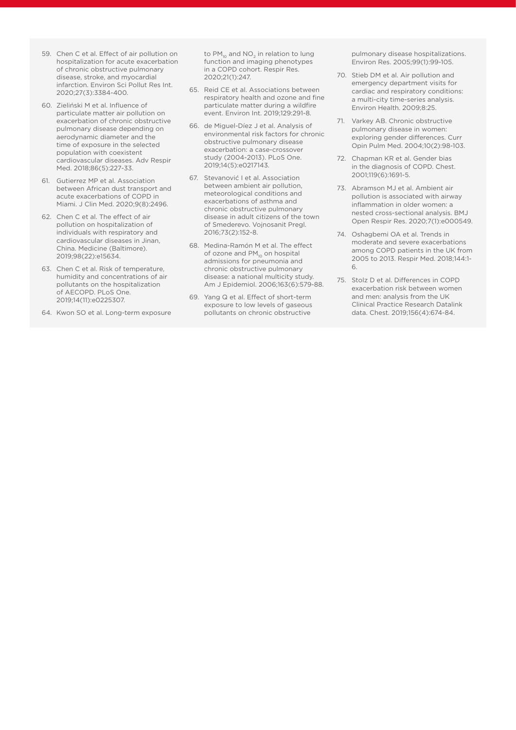59. Chen C et al. Effect of air pollution on hospitalization for acute exacerbation of chronic obstructive pulmonary disease, stroke, and myocardial infarction. Environ Sci Pollut Res Int. 2020;27(3):3384-400.

60. Zieliński M et al. Influence of particulate matter air pollution on exacerbation of chronic obstructive pulmonary disease depending on aerodynamic diameter and the time of exposure in the selected population with coexistent cardiovascular diseases. Adv Respir Med. 2018;86(5):227-33.

61. Gutierrez MP et al. Association between African dust transport and acute exacerbations of COPD in Miami. J Clin Med. 2020;9(8):2496.

62. Chen C et al. The effect of air pollution on hospitalization of individuals with respiratory and cardiovascular diseases in Jinan, China. Medicine (Baltimore). 2019;98(22):e15634.

63. Chen C et al. Risk of temperature, humidity and concentrations of air pollutants on the hospitalization of AECOPD. PLoS One. 2019;14(11):e0225307.

64. Kwon SO et al. Long-term exposure to $PM_{10}$ and $NO_2$ in relation to lung function and imaging phenotypes in a COPD cohort. Respir Res. 2020;21(1):247.

65. Reid CE et al. Associations between respiratory health and ozone and fine particulate matter during a wildfire event. Environ Int. 2019;129:291-8.

66. de Miguel-Díez J et al. Analysis of environmental risk factors for chronic obstructive pulmonary disease exacerbation: a case-crossover study (2004-2013). PLoS One. 2019;14(5):e0217143.

67. Stevanović I et al. Association between ambient air pollution, meteorological conditions and exacerbations of asthma and chronic obstructive pulmonary disease in adult citizens of the town of Smederevo. Vojnosanit Pregl. 2016;73(2):152-8.

68. Medina-Ramón M et al. The effect of ozone and $PM_{10}$ on hospital admissions for pneumonia and chronic obstructive pulmonary disease: a national multicity study. Am J Epidemiol. 2006;163(6):579-88.

69. Yang Q et al. Effect of short-term exposure to low levels of gaseous pollutants on chronic obstructive pulmonary disease hospitalizations. Environ Res. 2005;99(1):99-105.

70. Stieb DM et al. Air pollution and emergency department visits for cardiac and respiratory conditions: a multi-city time-series analysis. Environ Health. 2009;8:25.

71. Varkey AB. Chronic obstructive pulmonary disease in women: exploring gender differences. Curr Opin Pulm Med. 2004;10(2):98-103.

72. Chapman KR et al. Gender bias in the diagnosis of COPD. Chest. 2001;119(6):1691-5.

73. Abramson MJ et al. Ambient air pollution is associated with airway inflammation in older women: a nested cross-sectional analysis. BMJ Open Respir Res. 2020;7(1):e000549.

74. Oshagbemi OA et al. Trends in moderate and severe exacerbations among COPD patients in the UK from 2005 to 2013. Respir Med. 2018;144:1-6.

75. Stolz D et al. Differences in COPD exacerbation risk between women and men: analysis from the UK Clinical Practice Research Datalink data. Chest. 2019;156(4):674-84.